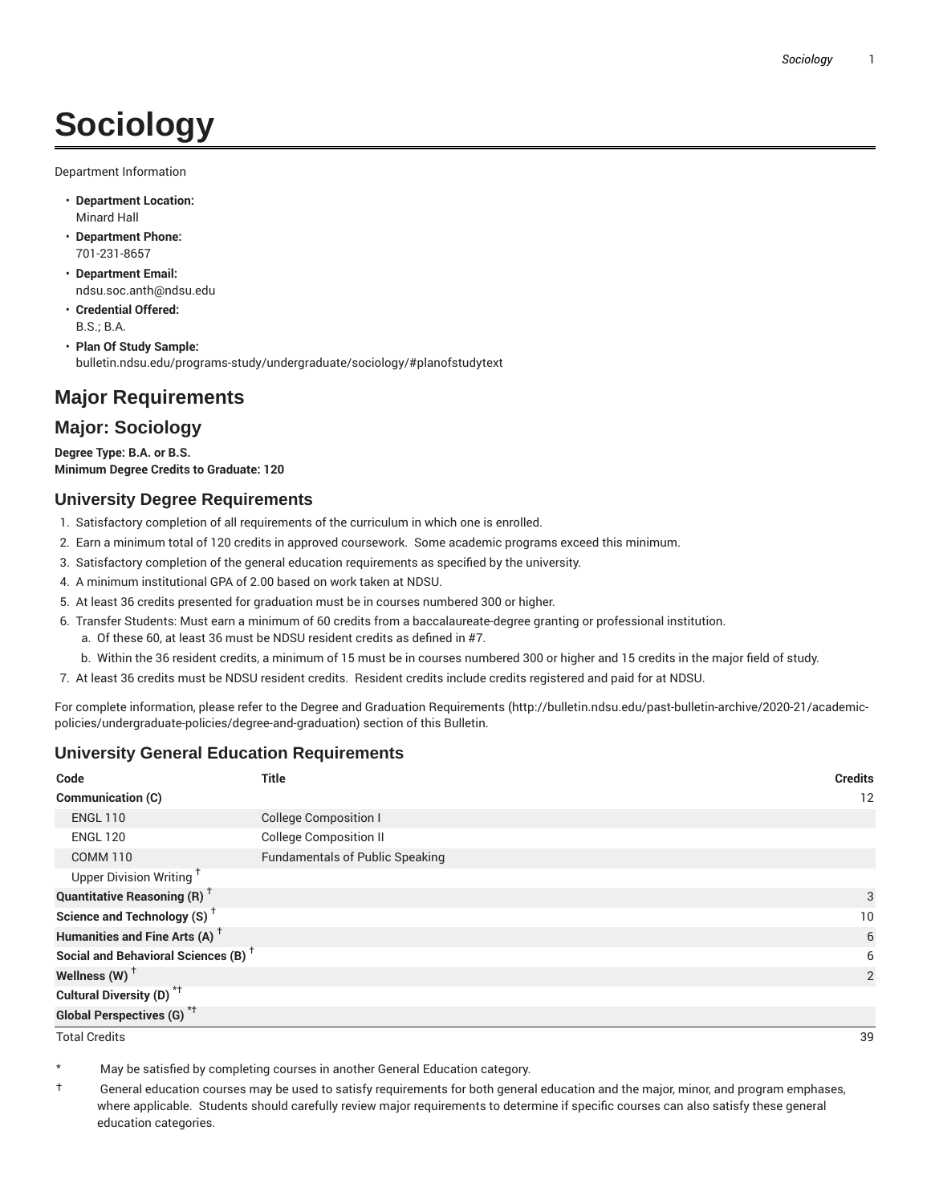# Sociology

Department Information

- **Department Location:** Minard Hall
- **Department Phone:** 701-231-8657
- **Department Email:** ndsu.soc.anth@ndsu.edu
- **Credential Offered:** B.S.; B.A.
- **Plan Of Study Sample:** bulletin.ndsu.edu/programs-study/undergraduate/sociology/#planofstudytext

## Major Requirements

## Major: Sociology

**Degree Type: B.A. or B.S.**
**Minimum Degree Credits to Graduate: 120**

### University Degree Requirements

1. Satisfactory completion of all requirements of the curriculum in which one is enrolled.
2. Earn a minimum total of 120 credits in approved coursework. Some academic programs exceed this minimum.
3. Satisfactory completion of the general education requirements as specified by the university.
4. A minimum institutional GPA of 2.00 based on work taken at NDSU.
5. At least 36 credits presented for graduation must be in courses numbered 300 or higher.
6. Transfer Students: Must earn a minimum of 60 credits from a baccalaureate-degree granting or professional institution.
   a. Of these 60, at least 36 must be NDSU resident credits as defined in #7.
   b. Within the 36 resident credits, a minimum of 15 must be in courses numbered 300 or higher and 15 credits in the major field of study.
7. At least 36 credits must be NDSU resident credits. Resident credits include credits registered and paid for at NDSU.

For complete information, please refer to the Degree and Graduation Requirements (http://bulletin.ndsu.edu/past-bulletin-archive/2020-21/academic-policies/undergraduate-policies/degree-and-graduation) section of this Bulletin.

### University General Education Requirements

| Code | Title | Credits |
|---|---|---|
| **Communication (C)** | | 12 |
| ENGL 110 | College Composition I | |
| ENGL 120 | College Composition II | |
| COMM 110 | Fundamentals of Public Speaking | |
| Upper Division Writing † | | |
| **Quantitative Reasoning (R) †** | | 3 |
| **Science and Technology (S) †** | | 10 |
| **Humanities and Fine Arts (A) †** | | 6 |
| **Social and Behavioral Sciences (B) †** | | 6 |
| **Wellness (W) †** | | 2 |
| **Cultural Diversity (D) *†** | | |
| **Global Perspectives (G) *†** | | |
| Total Credits | | 39 |

\* May be satisfied by completing courses in another General Education category.

† General education courses may be used to satisfy requirements for both general education and the major, minor, and program emphases, where applicable. Students should carefully review major requirements to determine if specific courses can also satisfy these general education categories.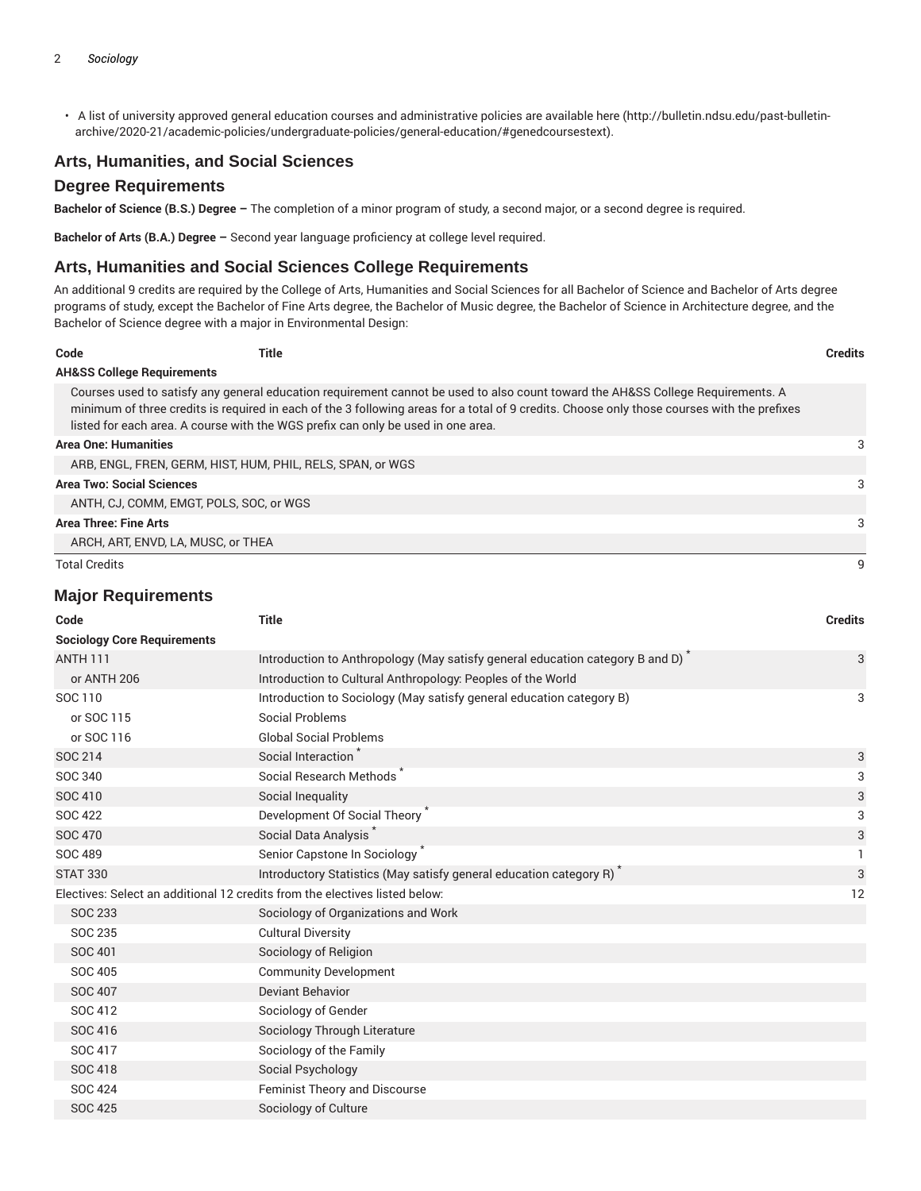- A list of university approved general education courses and administrative policies are available here (http://bulletin.ndsu.edu/past-bulletin-archive/2020-21/academic-policies/undergraduate-policies/general-education/#genedcoursestext).

## Arts, Humanities, and Social Sciences

### Degree Requirements

**Bachelor of Science (B.S.) Degree –** The completion of a minor program of study, a second major, or a second degree is required.

**Bachelor of Arts (B.A.) Degree –** Second year language proficiency at college level required.

## Arts, Humanities and Social Sciences College Requirements

An additional 9 credits are required by the College of Arts, Humanities and Social Sciences for all Bachelor of Science and Bachelor of Arts degree programs of study, except the Bachelor of Fine Arts degree, the Bachelor of Music degree, the Bachelor of Science in Architecture degree, and the Bachelor of Science degree with a major in Environmental Design:

| Code | Title | Credits |
|---|---|---|
| **AH&SS College Requirements** | | |
| Courses used to satisfy any general education requirement cannot be used to also count toward the AH&SS College Requirements. A minimum of three credits is required in each of the 3 following areas for a total of 9 credits. Choose only those courses with the prefixes listed for each area. A course with the WGS prefix can only be used in one area. | | |
| **Area One: Humanities** | | 3 |
| ARB, ENGL, FREN, GERM, HIST, HUM, PHIL, RELS, SPAN, or WGS | | |
| **Area Two: Social Sciences** | | 3 |
| ANTH, CJ, COMM, EMGT, POLS, SOC, or WGS | | |
| **Area Three: Fine Arts** | | 3 |
| ARCH, ART, ENVD, LA, MUSC, or THEA | | |
| Total Credits | | 9 |

## Major Requirements

| Code | Title | Credits |
|---|---|---|
| **Sociology Core Requirements** | | |
| ANTH 111 | Introduction to Anthropology (May satisfy general education category B and D) * | 3 |
| or ANTH 206 | Introduction to Cultural Anthropology: Peoples of the World | |
| SOC 110 | Introduction to Sociology (May satisfy general education category B) | 3 |
| or SOC 115 | Social Problems | |
| or SOC 116 | Global Social Problems | |
| SOC 214 | Social Interaction * | 3 |
| SOC 340 | Social Research Methods * | 3 |
| SOC 410 | Social Inequality | 3 |
| SOC 422 | Development Of Social Theory * | 3 |
| SOC 470 | Social Data Analysis * | 3 |
| SOC 489 | Senior Capstone In Sociology * | 1 |
| STAT 330 | Introductory Statistics (May satisfy general education category R) * | 3 |
| Electives: Select an additional 12 credits from the electives listed below: | | 12 |
| SOC 233 | Sociology of Organizations and Work | |
| SOC 235 | Cultural Diversity | |
| SOC 401 | Sociology of Religion | |
| SOC 405 | Community Development | |
| SOC 407 | Deviant Behavior | |
| SOC 412 | Sociology of Gender | |
| SOC 416 | Sociology Through Literature | |
| SOC 417 | Sociology of the Family | |
| SOC 418 | Social Psychology | |
| SOC 424 | Feminist Theory and Discourse | |
| SOC 425 | Sociology of Culture | |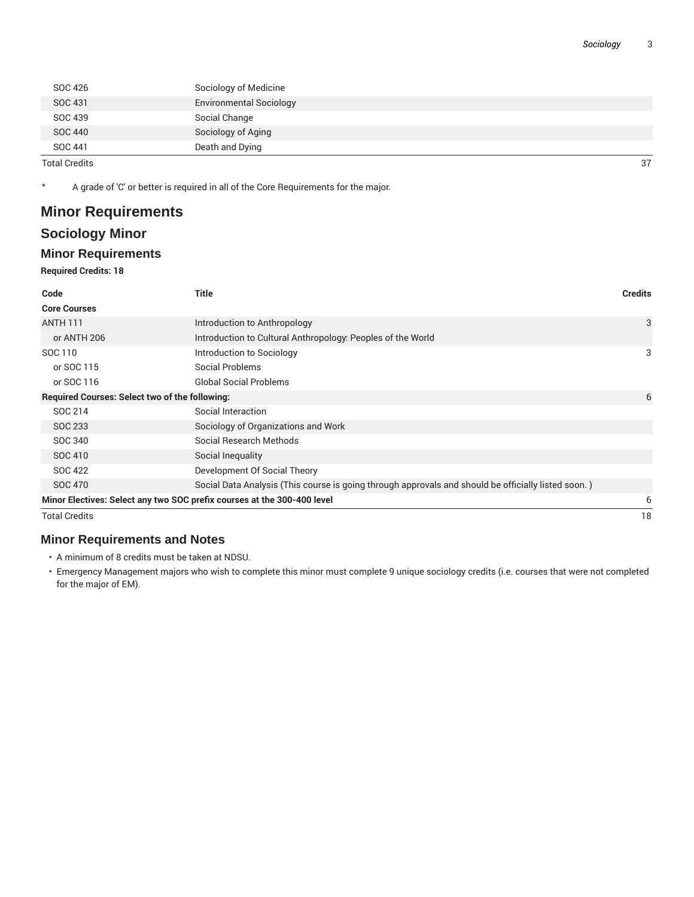| | | |
|---|---|---|
| SOC 426 | Sociology of Medicine | |
| SOC 431 | Environmental Sociology | |
| SOC 439 | Social Change | |
| SOC 440 | Sociology of Aging | |
| SOC 441 | Death and Dying | |
| Total Credits | | 37 |

\* A grade of 'C' or better is required in all of the Core Requirements for the major.

# Minor Requirements

## Sociology Minor

### Minor Requirements

**Required Credits: 18**

| Code | Title | Credits |
|---|---|---|
| **Core Courses** | | |
| ANTH 111 | Introduction to Anthropology | 3 |
| or ANTH 206 | Introduction to Cultural Anthropology: Peoples of the World | |
| SOC 110 | Introduction to Sociology | 3 |
| or SOC 115 | Social Problems | |
| or SOC 116 | Global Social Problems | |
| **Required Courses: Select two of the following:** | | 6 |
| SOC 214 | Social Interaction | |
| SOC 233 | Sociology of Organizations and Work | |
| SOC 340 | Social Research Methods | |
| SOC 410 | Social Inequality | |
| SOC 422 | Development Of Social Theory | |
| SOC 470 | Social Data Analysis (This course is going through approvals and should be officially listed soon. ) | |
| **Minor Electives: Select any two SOC prefix courses at the 300-400 level** | | 6 |
| Total Credits | | 18 |

### Minor Requirements and Notes

- A minimum of 8 credits must be taken at NDSU.
- Emergency Management majors who wish to complete this minor must complete 9 unique sociology credits (i.e. courses that were not completed for the major of EM).